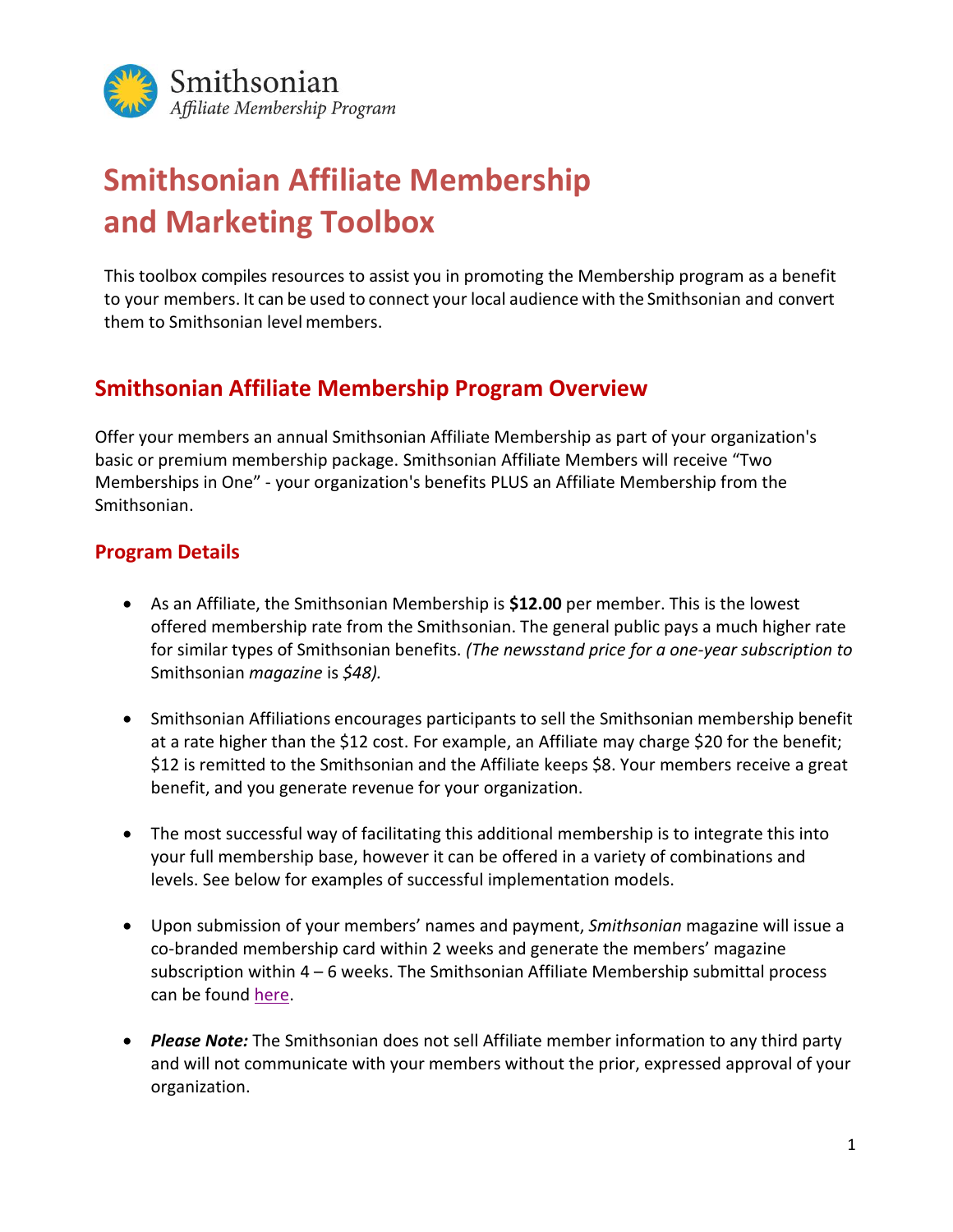Smithsonian
*Affiliate Membership Program*

# Smithsonian Affiliate Membership and Marketing Toolbox

This toolbox compiles resources to assist you in promoting the Membership program as a benefit to your members. It can be used to connect your local audience with the Smithsonian and convert them to Smithsonian level members.

## Smithsonian Affiliate Membership Program Overview

Offer your members an annual Smithsonian Affiliate Membership as part of your organization's basic or premium membership package. Smithsonian Affiliate Members will receive "Two Memberships in One" - your organization's benefits PLUS an Affiliate Membership from the Smithsonian.

### Program Details

- As an Affiliate, the Smithsonian Membership is **$12.00** per member. This is the lowest offered membership rate from the Smithsonian. The general public pays a much higher rate for similar types of Smithsonian benefits. *(The newsstand price for a one-year subscription to* Smithsonian *magazine* is *$48).*

- Smithsonian Affiliations encourages participants to sell the Smithsonian membership benefit at a rate higher than the $12 cost. For example, an Affiliate may charge $20 for the benefit; $12 is remitted to the Smithsonian and the Affiliate keeps $8. Your members receive a great benefit, and you generate revenue for your organization.

- The most successful way of facilitating this additional membership is to integrate this into your full membership base, however it can be offered in a variety of combinations and levels. See below for examples of successful implementation models.

- Upon submission of your members' names and payment, *Smithsonian* magazine will issue a co-branded membership card within 2 weeks and generate the members' magazine subscription within 4 – 6 weeks. The Smithsonian Affiliate Membership submittal process can be found here.

- ***Please Note:*** The Smithsonian does not sell Affiliate member information to any third party and will not communicate with your members without the prior, expressed approval of your organization.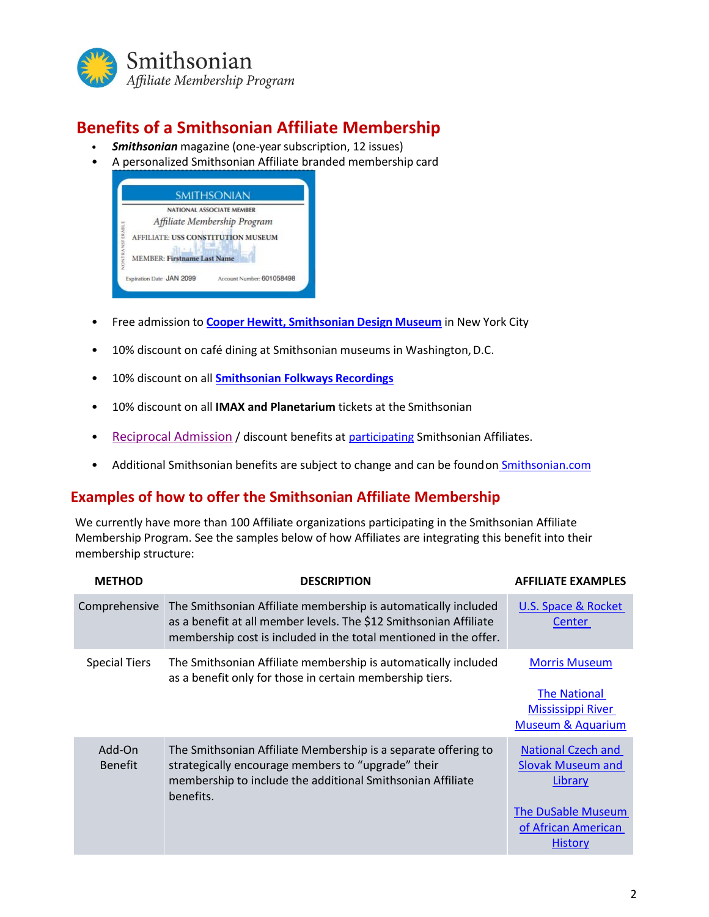Smithsonian
*Affiliate Membership Program*

## Benefits of a Smithsonian Affiliate Membership

- ***Smithsonian*** magazine (one-year subscription, 12 issues)
- A personalized Smithsonian Affiliate branded membership card

- Free admission to **Cooper Hewitt, Smithsonian Design Museum** in New York City
- 10% discount on café dining at Smithsonian museums in Washington, D.C.
- 10% discount on all **Smithsonian Folkways Recordings**
- 10% discount on all **IMAX and Planetarium** tickets at the Smithsonian
- Reciprocal Admission / discount benefits at participating Smithsonian Affiliates.
- Additional Smithsonian benefits are subject to change and can be found on Smithsonian.com

## Examples of how to offer the Smithsonian Affiliate Membership

We currently have more than 100 Affiliate organizations participating in the Smithsonian Affiliate Membership Program. See the samples below of how Affiliates are integrating this benefit into their membership structure:

| METHOD | DESCRIPTION | AFFILIATE EXAMPLES |
|---|---|---|
| Comprehensive | The Smithsonian Affiliate membership is automatically included as a benefit at all member levels. The $12 Smithsonian Affiliate membership cost is included in the total mentioned in the offer. | U.S. Space & Rocket Center |
| Special Tiers | The Smithsonian Affiliate membership is automatically included as a benefit only for those in certain membership tiers. | Morris Museum<br><br>The National Mississippi River Museum & Aquarium |
| Add-On Benefit | The Smithsonian Affiliate Membership is a separate offering to strategically encourage members to "upgrade" their membership to include the additional Smithsonian Affiliate benefits. | National Czech and Slovak Museum and Library<br><br>The DuSable Museum of African American History |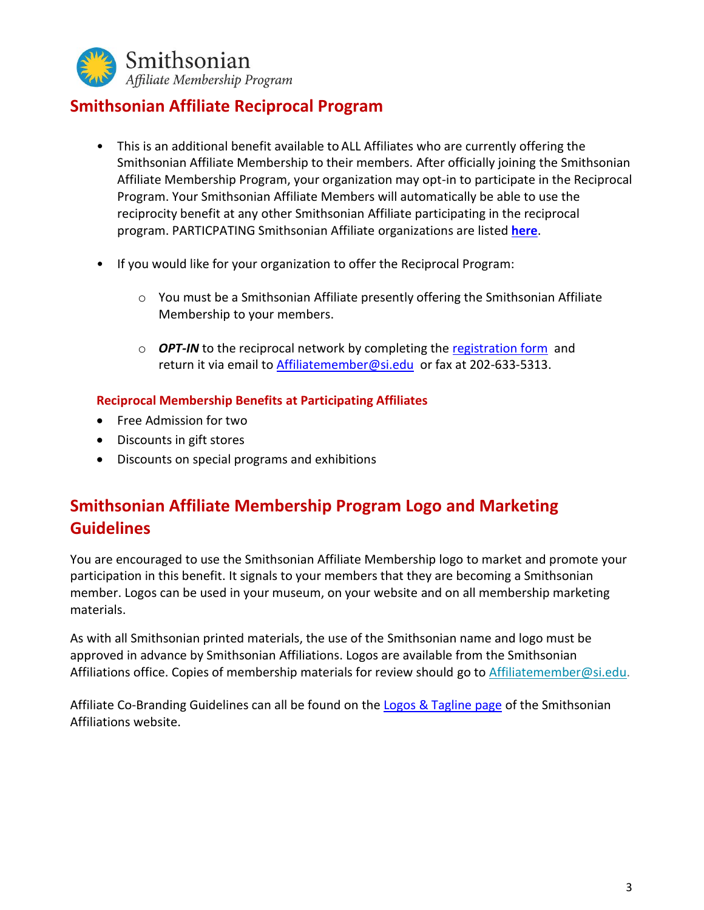Smithsonian
*Affiliate Membership Program*

## Smithsonian Affiliate Reciprocal Program

- This is an additional benefit available to ALL Affiliates who are currently offering the Smithsonian Affiliate Membership to their members. After officially joining the Smithsonian Affiliate Membership Program, your organization may opt-in to participate in the Reciprocal Program. Your Smithsonian Affiliate Members will automatically be able to use the reciprocity benefit at any other Smithsonian Affiliate participating in the reciprocal program. PARTICPATING Smithsonian Affiliate organizations are listed **here**.

- If you would like for your organization to offer the Reciprocal Program:

    - You must be a Smithsonian Affiliate presently offering the Smithsonian Affiliate Membership to your members.

    - ***OPT-IN*** to the reciprocal network by completing the registration form and return it via email to Affiliatemember@si.edu or fax at 202-633-5313.

### Reciprocal Membership Benefits at Participating Affiliates

- Free Admission for two
- Discounts in gift stores
- Discounts on special programs and exhibitions

## Smithsonian Affiliate Membership Program Logo and Marketing Guidelines

You are encouraged to use the Smithsonian Affiliate Membership logo to market and promote your participation in this benefit. It signals to your members that they are becoming a Smithsonian member. Logos can be used in your museum, on your website and on all membership marketing materials.

As with all Smithsonian printed materials, the use of the Smithsonian name and logo must be approved in advance by Smithsonian Affiliations. Logos are available from the Smithsonian Affiliations office. Copies of membership materials for review should go to Affiliatemember@si.edu.

Affiliate Co-Branding Guidelines can all be found on the Logos & Tagline page of the Smithsonian Affiliations website.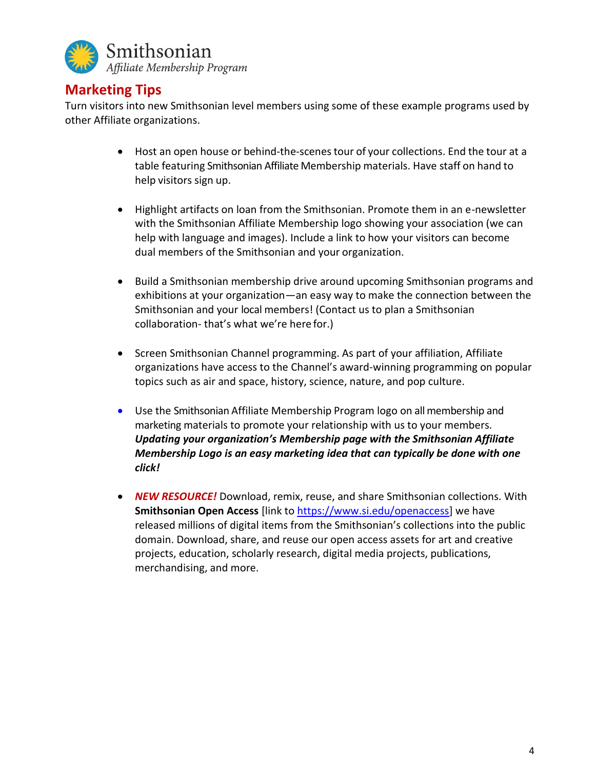Smithsonian
*Affiliate Membership Program*

## Marketing Tips

Turn visitors into new Smithsonian level members using some of these example programs used by other Affiliate organizations.

- Host an open house or behind-the-scenes tour of your collections. End the tour at a table featuring Smithsonian Affiliate Membership materials. Have staff on hand to help visitors sign up.

- Highlight artifacts on loan from the Smithsonian. Promote them in an e-newsletter with the Smithsonian Affiliate Membership logo showing your association (we can help with language and images). Include a link to how your visitors can become dual members of the Smithsonian and your organization.

- Build a Smithsonian membership drive around upcoming Smithsonian programs and exhibitions at your organization—an easy way to make the connection between the Smithsonian and your local members! (Contact us to plan a Smithsonian collaboration- that's what we're here for.)

- Screen Smithsonian Channel programming. As part of your affiliation, Affiliate organizations have access to the Channel's award-winning programming on popular topics such as air and space, history, science, nature, and pop culture.

- Use the Smithsonian Affiliate Membership Program logo on all membership and marketing materials to promote your relationship with us to your members. ***Updating your organization's Membership page with the Smithsonian Affiliate Membership Logo is an easy marketing idea that can typically be done with one click!***

- ***NEW RESOURCE!*** Download, remix, reuse, and share Smithsonian collections. With **Smithsonian Open Access** [link to https://www.si.edu/openaccess] we have released millions of digital items from the Smithsonian's collections into the public domain. Download, share, and reuse our open access assets for art and creative projects, education, scholarly research, digital media projects, publications, merchandising, and more.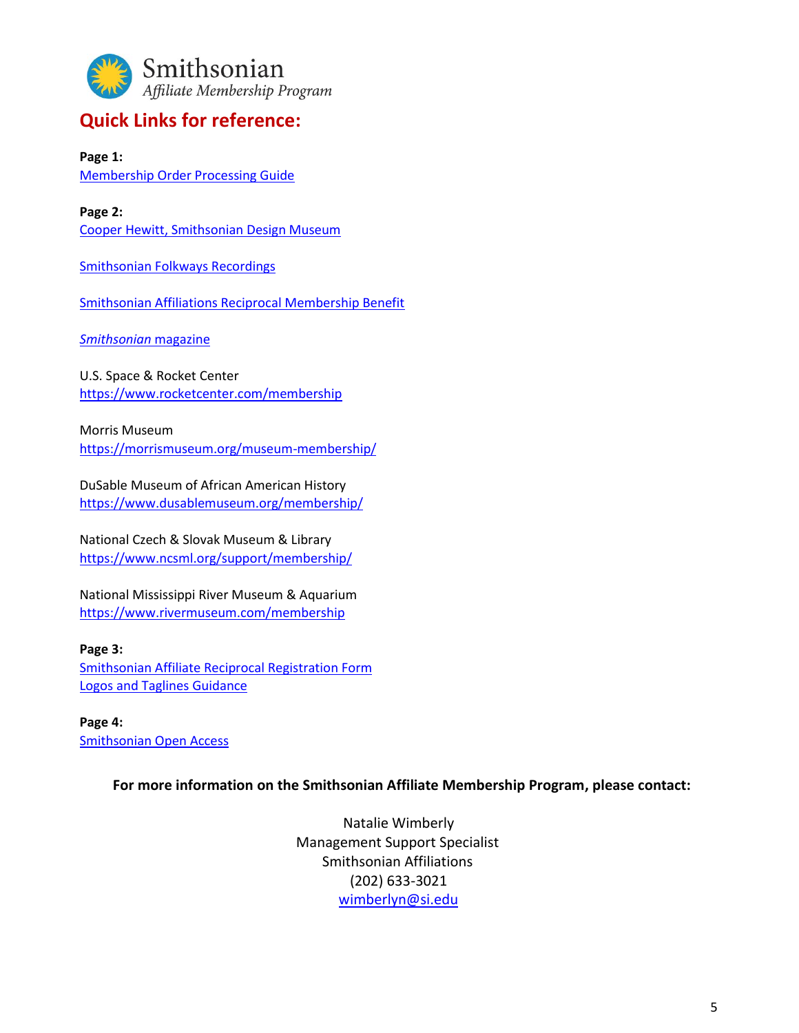Smithsonian
*Affiliate Membership Program*

## Quick Links for reference:

**Page 1:**
Membership Order Processing Guide

**Page 2:**
Cooper Hewitt, Smithsonian Design Museum

Smithsonian Folkways Recordings

Smithsonian Affiliations Reciprocal Membership Benefit

*Smithsonian* magazine

U.S. Space & Rocket Center
https://www.rocketcenter.com/membership

Morris Museum
https://morrismuseum.org/museum-membership/

DuSable Museum of African American History
https://www.dusablemuseum.org/membership/

National Czech & Slovak Museum & Library
https://www.ncsml.org/support/membership/

National Mississippi River Museum & Aquarium
https://www.rivermuseum.com/membership

**Page 3:**
Smithsonian Affiliate Reciprocal Registration Form
Logos and Taglines Guidance

**Page 4:**
Smithsonian Open Access

**For more information on the Smithsonian Affiliate Membership Program, please contact:**

Natalie Wimberly
Management Support Specialist
Smithsonian Affiliations
(202) 633-3021
wimberlyn@si.edu